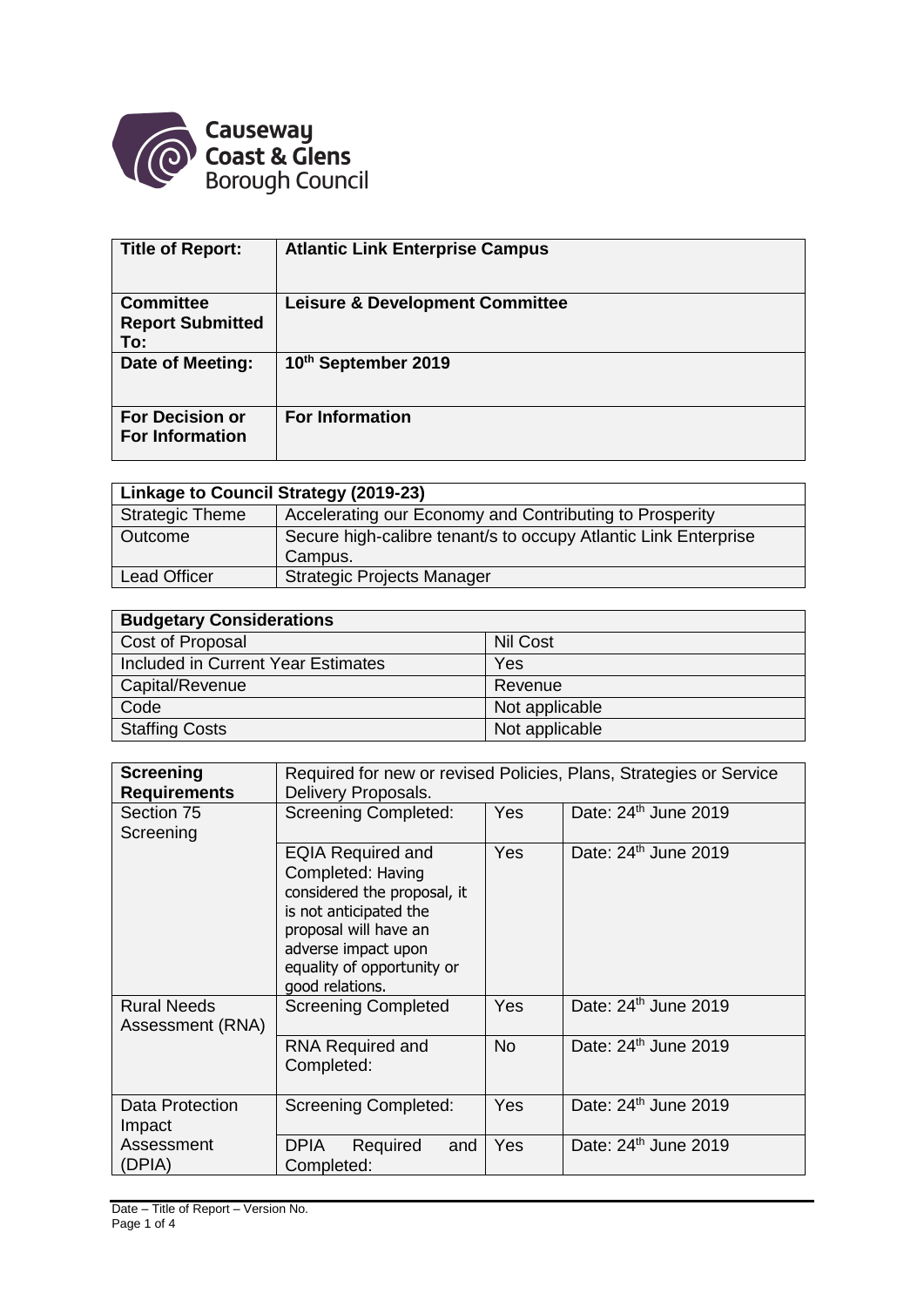Causeway Coast & Glens Borough Council

| Title of Report: | Atlantic Link Enterprise Campus |
|---|---|
| **Committee Report Submitted To:** | **Leisure & Development Committee** |
| **Date of Meeting:** | **10th September 2019** |
| **For Decision or For Information** | **For Information** |

| Linkage to Council Strategy (2019-23) | |
|---|---|
| Strategic Theme | Accelerating our Economy and Contributing to Prosperity |
| Outcome | Secure high-calibre tenant/s to occupy Atlantic Link Enterprise Campus. |
| Lead Officer | Strategic Projects Manager |

| Budgetary Considerations | |
|---|---|
| Cost of Proposal | Nil Cost |
| Included in Current Year Estimates | Yes |
| Capital/Revenue | Revenue |
| Code | Not applicable |
| Staffing Costs | Not applicable |

| Screening Requirements | Required for new or revised Policies, Plans, Strategies or Service Delivery Proposals. | | |
|---|---|---|---|
| Section 75 Screening | Screening Completed: | Yes | Date: 24th June 2019 |
| | EQIA Required and Completed: Having considered the proposal, it is not anticipated the proposal will have an adverse impact upon equality of opportunity or good relations. | Yes | Date: 24th June 2019 |
| Rural Needs Assessment (RNA) | Screening Completed | Yes | Date: 24th June 2019 |
| | RNA Required and Completed: | No | Date: 24th June 2019 |
| Data Protection Impact Assessment (DPIA) | Screening Completed: | Yes | Date: 24th June 2019 |
| | DPIA Required and Completed: | Yes | Date: 24th June 2019 |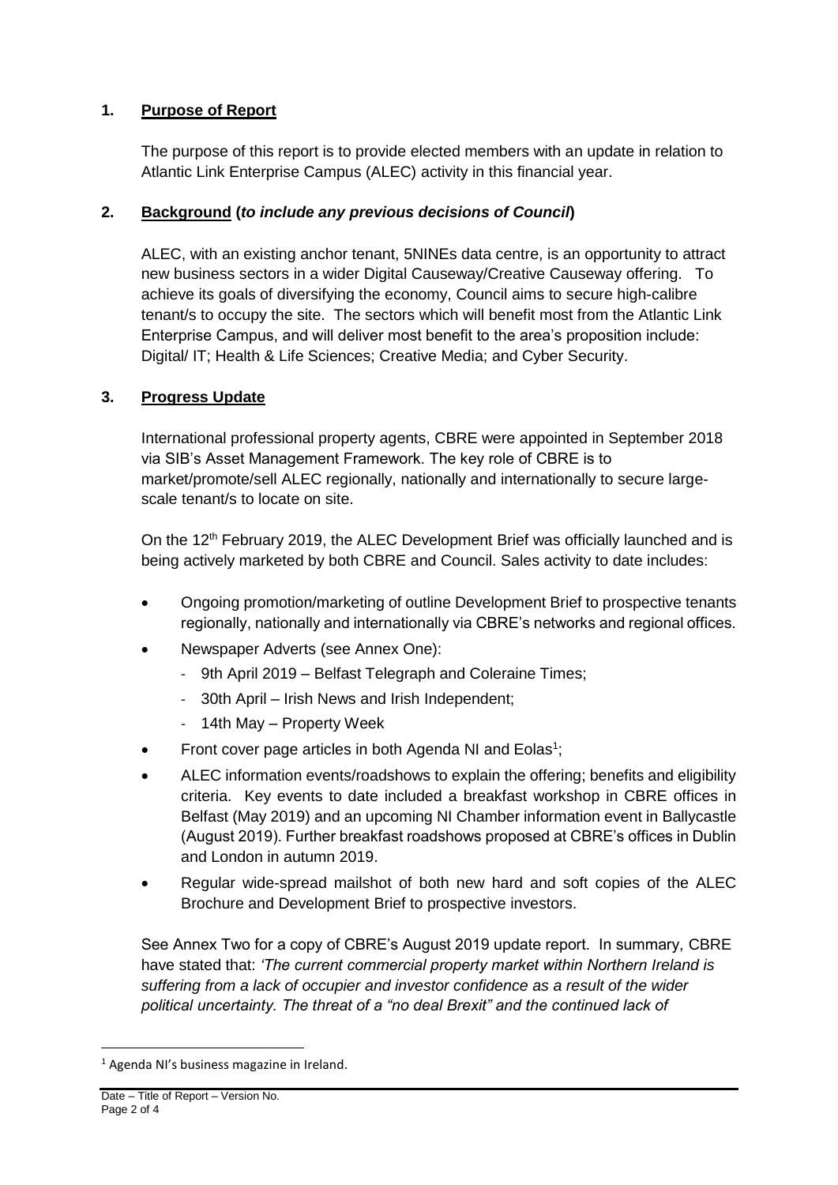## 1. Purpose of Report

The purpose of this report is to provide elected members with an update in relation to Atlantic Link Enterprise Campus (ALEC) activity in this financial year.

## 2. Background (*to include any previous decisions of Council*)

ALEC, with an existing anchor tenant, 5NINEs data centre, is an opportunity to attract new business sectors in a wider Digital Causeway/Creative Causeway offering. To achieve its goals of diversifying the economy, Council aims to secure high-calibre tenant/s to occupy the site. The sectors which will benefit most from the Atlantic Link Enterprise Campus, and will deliver most benefit to the area's proposition include: Digital/ IT; Health & Life Sciences; Creative Media; and Cyber Security.

## 3. Progress Update

International professional property agents, CBRE were appointed in September 2018 via SIB's Asset Management Framework. The key role of CBRE is to market/promote/sell ALEC regionally, nationally and internationally to secure large-scale tenant/s to locate on site.

On the 12th February 2019, the ALEC Development Brief was officially launched and is being actively marketed by both CBRE and Council. Sales activity to date includes:

- Ongoing promotion/marketing of outline Development Brief to prospective tenants regionally, nationally and internationally via CBRE's networks and regional offices.
- Newspaper Adverts (see Annex One):
  - 9th April 2019 – Belfast Telegraph and Coleraine Times;
  - 30th April – Irish News and Irish Independent;
  - 14th May – Property Week
- Front cover page articles in both Agenda NI and Eolas[1];
- ALEC information events/roadshows to explain the offering; benefits and eligibility criteria. Key events to date included a breakfast workshop in CBRE offices in Belfast (May 2019) and an upcoming NI Chamber information event in Ballycastle (August 2019). Further breakfast roadshows proposed at CBRE's offices in Dublin and London in autumn 2019.
- Regular wide-spread mailshot of both new hard and soft copies of the ALEC Brochure and Development Brief to prospective investors.

See Annex Two for a copy of CBRE's August 2019 update report. In summary, CBRE have stated that: *'The current commercial property market within Northern Ireland is suffering from a lack of occupier and investor confidence as a result of the wider political uncertainty. The threat of a "no deal Brexit" and the continued lack of*

---

[1] Agenda NI's business magazine in Ireland.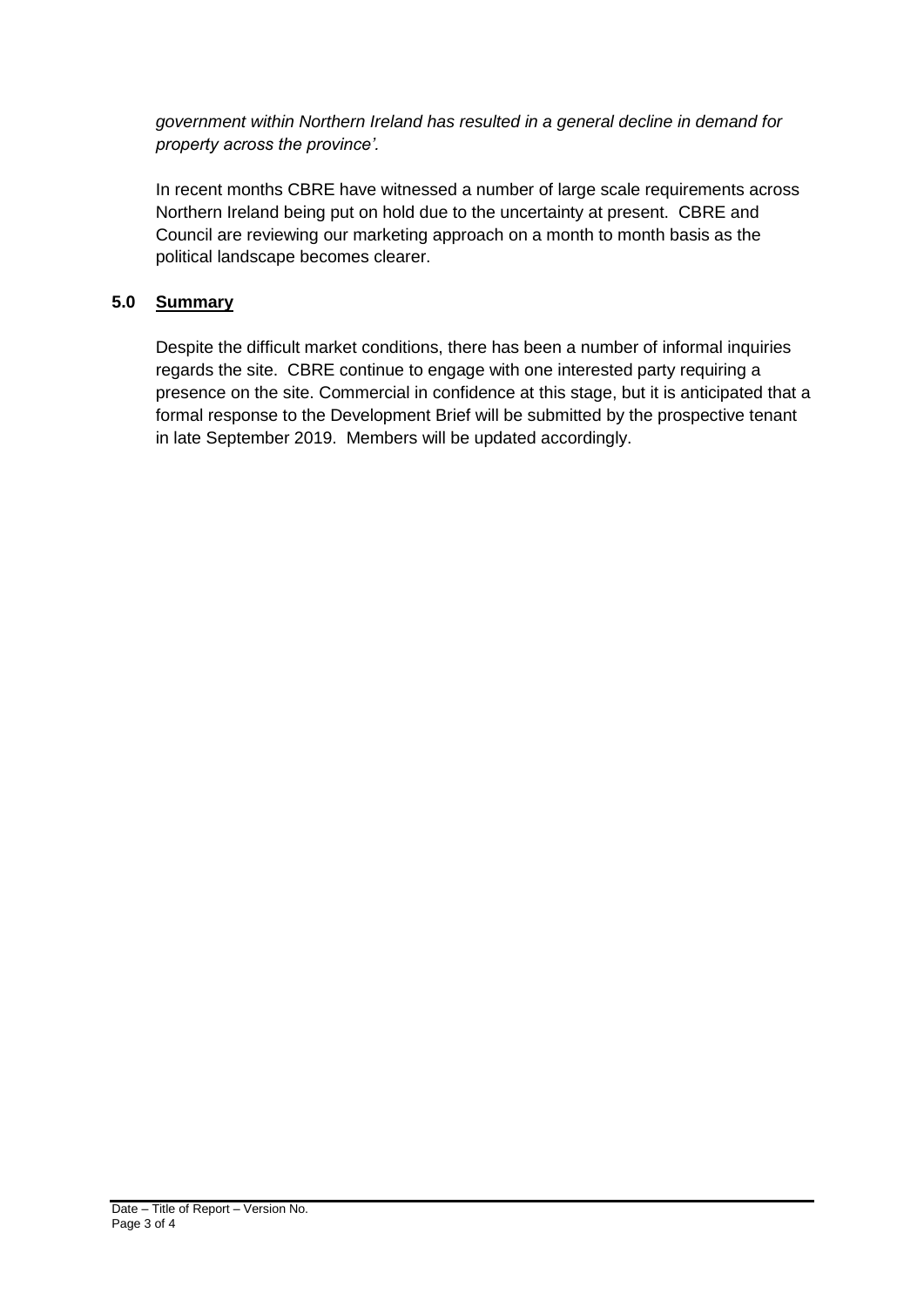*government within Northern Ireland has resulted in a general decline in demand for property across the province'.*

In recent months CBRE have witnessed a number of large scale requirements across Northern Ireland being put on hold due to the uncertainty at present. CBRE and Council are reviewing our marketing approach on a month to month basis as the political landscape becomes clearer.

## 5.0 Summary

Despite the difficult market conditions, there has been a number of informal inquiries regards the site. CBRE continue to engage with one interested party requiring a presence on the site. Commercial in confidence at this stage, but it is anticipated that a formal response to the Development Brief will be submitted by the prospective tenant in late September 2019. Members will be updated accordingly.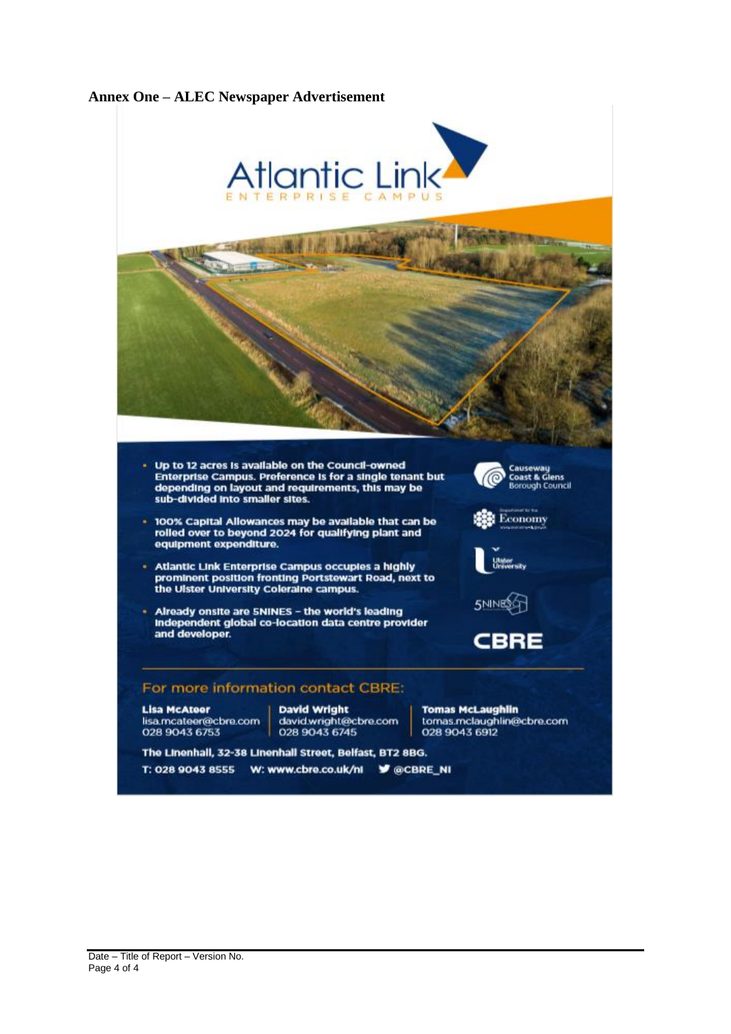**Annex One – ALEC Newspaper Advertisement**

Atlantic Link

ENTERPRISE CAMPUS

- Up to 12 acres is available on the Council-owned Enterprise Campus. Preference is for a single tenant but depending on layout and requirements, this may be sub-divided into smaller sites.
- 100% Capital Allowances may be available that can be rolled over to beyond 2024 for qualifying plant and equipment expenditure.
- Atlantic Link Enterprise Campus occupies a highly prominent position fronting Portstewart Road, next to the Ulster University Coleraine campus.
- Already onsite are 5NINES – the world's leading independent global co-location data centre provider and developer.

Causeway Coast & Glens Borough Council

Economy

Ulster University

5NINES

CBRE

For more information contact CBRE:

**Lisa McAteer**
lisa.mcateer@cbre.com
028 9043 6753

**David Wright**
david.wright@cbre.com
028 9043 6745

**Tomas McLaughlin**
tomas.mclaughlin@cbre.com
028 9043 6912

The Linenhall, 32-38 Linenhall Street, Belfast, BT2 8BG.

T: 028 9043 8555 W: www.cbre.co.uk/ni @CBRE_NI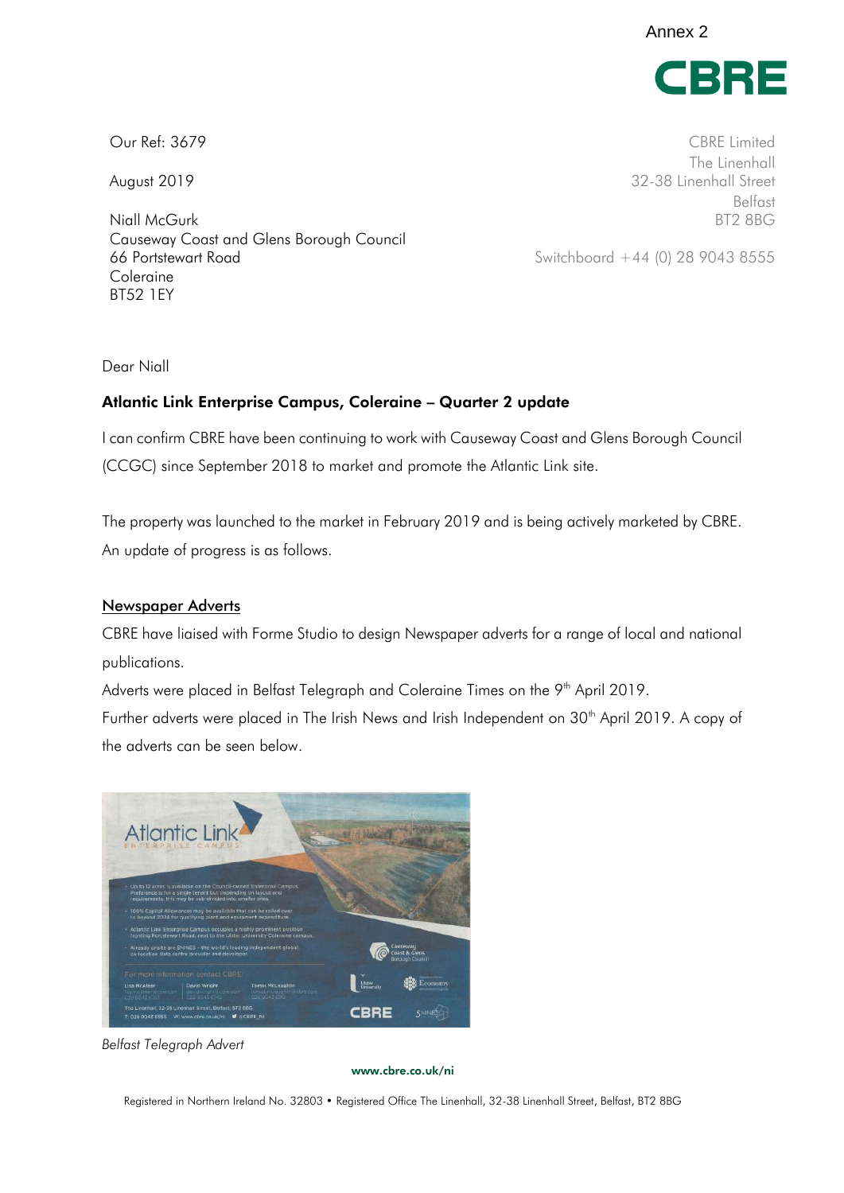Annex 2

Our Ref: 3679

August 2019

Niall McGurk
Causeway Coast and Glens Borough Council
66 Portstewart Road
Coleraine
BT52 1EY

CBRE Limited
The Linenhall
32-38 Linenhall Street
Belfast
BT2 8BG

Switchboard +44 (0) 28 9043 8555

Dear Niall

**Atlantic Link Enterprise Campus, Coleraine – Quarter 2 update**

I can confirm CBRE have been continuing to work with Causeway Coast and Glens Borough Council (CCGC) since September 2018 to market and promote the Atlantic Link site.

The property was launched to the market in February 2019 and is being actively marketed by CBRE. An update of progress is as follows.

<u>Newspaper Adverts</u>

CBRE have liaised with Forme Studio to design Newspaper adverts for a range of local and national publications.

Adverts were placed in Belfast Telegraph and Coleraine Times on the 9th April 2019.

Further adverts were placed in The Irish News and Irish Independent on 30th April 2019. A copy of the adverts can be seen below.

*Belfast Telegraph Advert*

Registered in Northern Ireland No. 32803 • Registered Office The Linenhall, 32-38 Linenhall Street, Belfast, BT2 8BG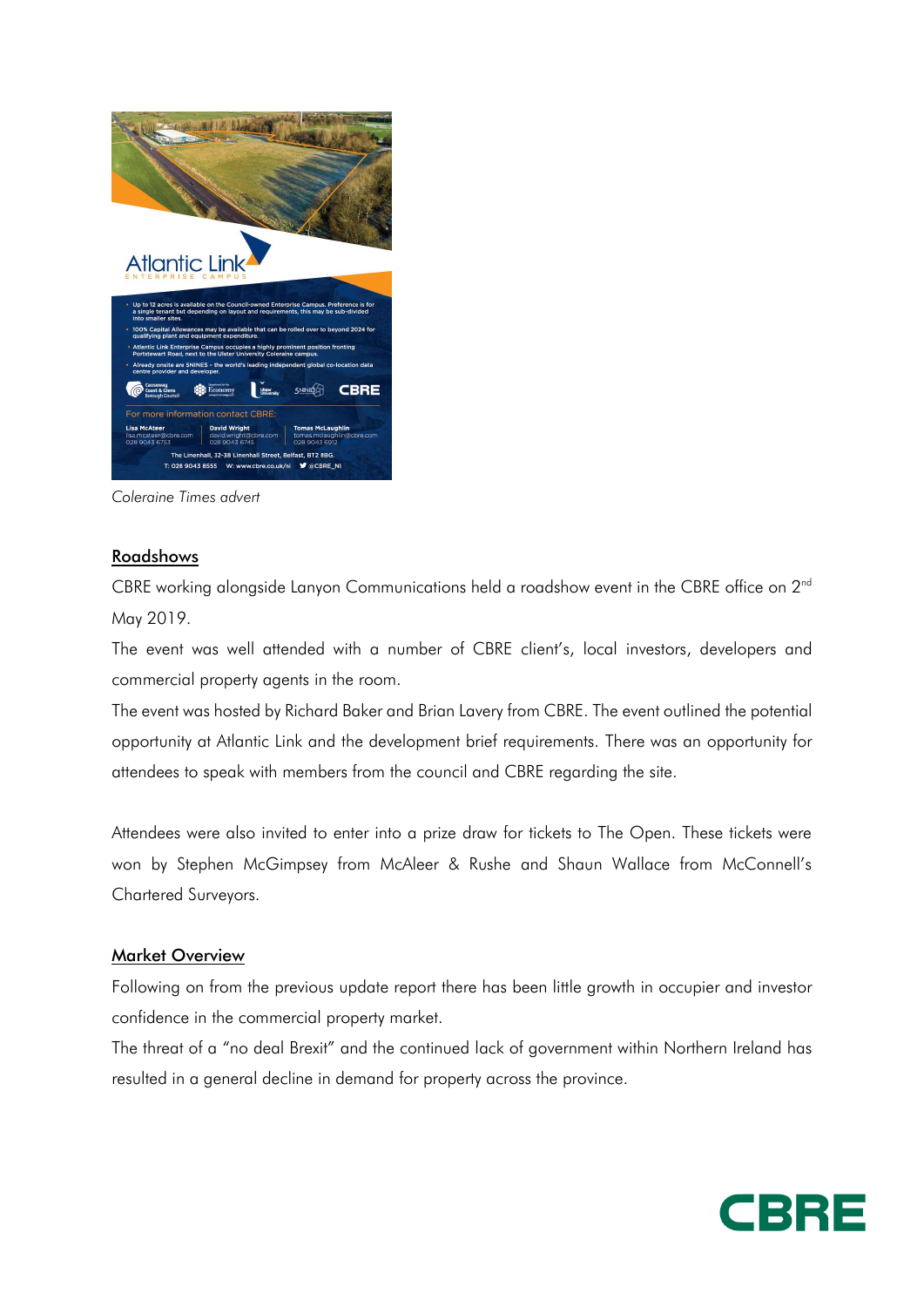*Coleraine Times advert*

## Roadshows

CBRE working alongside Lanyon Communications held a roadshow event in the CBRE office on 2nd May 2019.

The event was well attended with a number of CBRE client's, local investors, developers and commercial property agents in the room.

The event was hosted by Richard Baker and Brian Lavery from CBRE. The event outlined the potential opportunity at Atlantic Link and the development brief requirements. There was an opportunity for attendees to speak with members from the council and CBRE regarding the site.

Attendees were also invited to enter into a prize draw for tickets to The Open. These tickets were won by Stephen McGimpsey from McAleer & Rushe and Shaun Wallace from McConnell's Chartered Surveyors.

## Market Overview

Following on from the previous update report there has been little growth in occupier and investor confidence in the commercial property market.

The threat of a "no deal Brexit" and the continued lack of government within Northern Ireland has resulted in a general decline in demand for property across the province.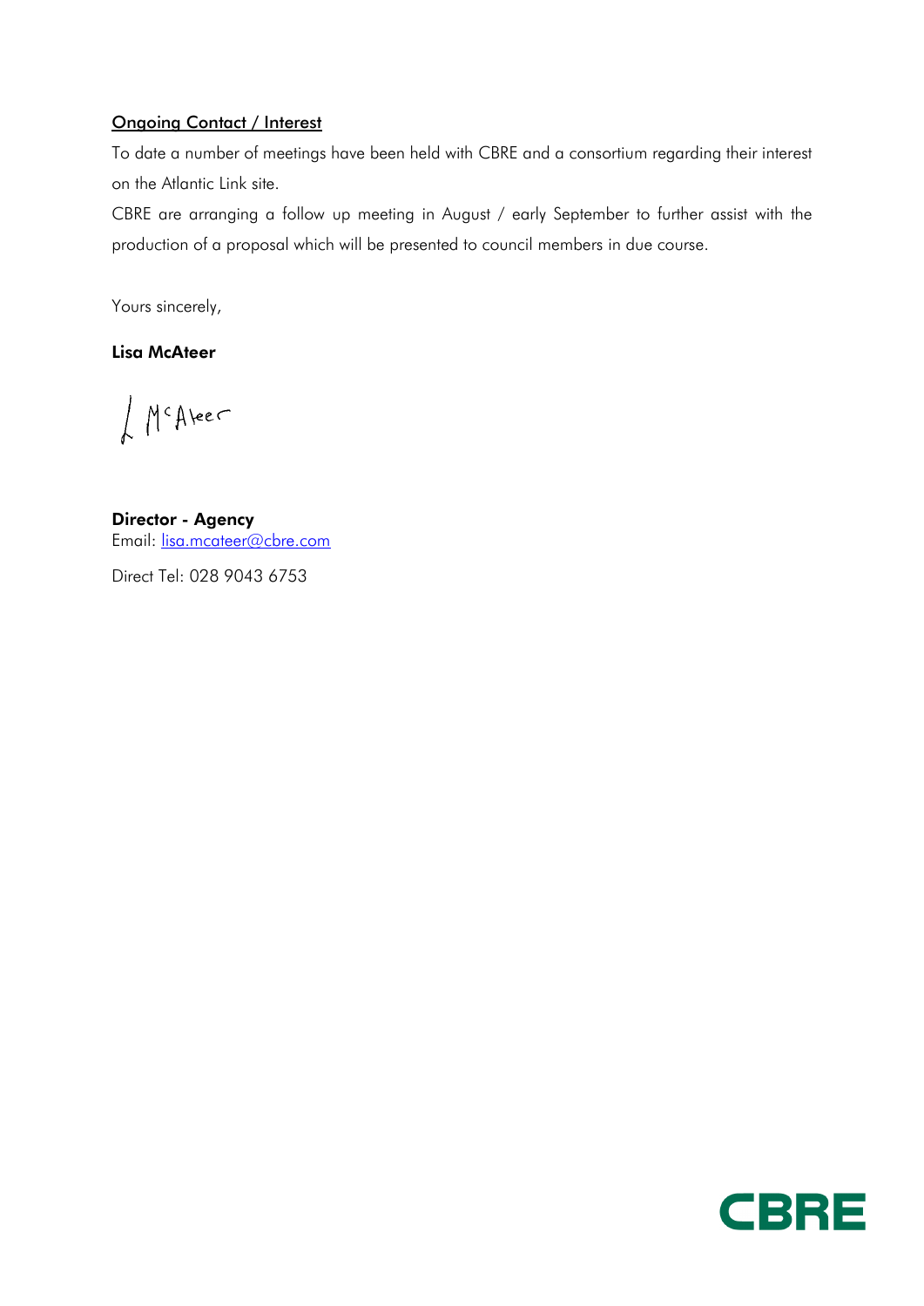## Ongoing Contact / Interest

To date a number of meetings have been held with CBRE and a consortium regarding their interest on the Atlantic Link site.

CBRE are arranging a follow up meeting in August / early September to further assist with the production of a proposal which will be presented to council members in due course.

Yours sincerely,

**Lisa McAteer**

L McAteer

**Director - Agency**
Email: lisa.mcateer@cbre.com

Direct Tel: 028 9043 6753